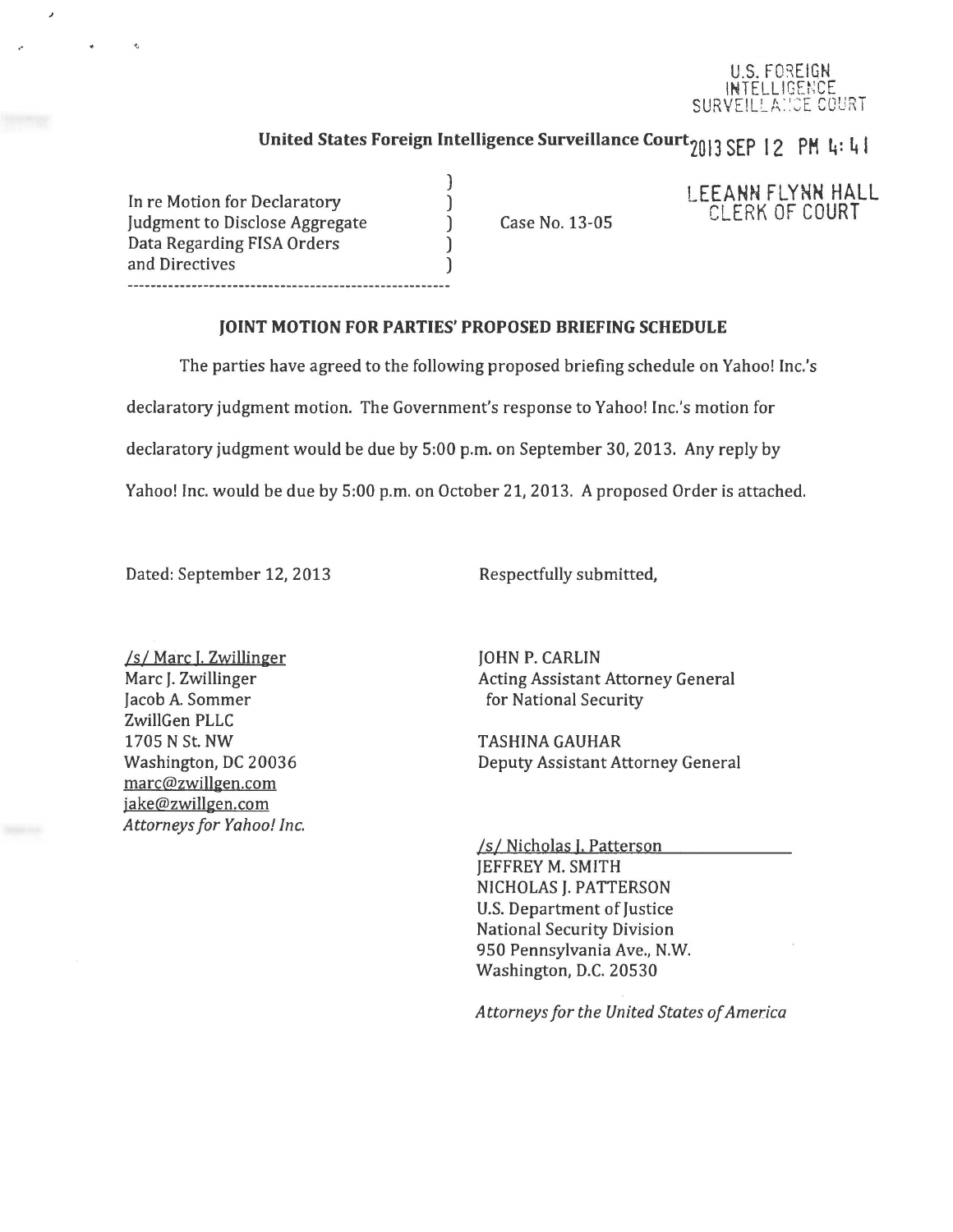U.S. FOREIGN INTELLIGENCE SURVEILLANCE COURT

2013 SEP 12 PM 4:41

LEEANN FLYNN HALL
CLERK OF COURT

**United States Foreign Intelligence Surveillance Court**

In re Motion for Declaratory Judgment to Disclose Aggregate Data Regarding FISA Orders and Directives

Case No. 13-05

## JOINT MOTION FOR PARTIES' PROPOSED BRIEFING SCHEDULE

The parties have agreed to the following proposed briefing schedule on Yahoo! Inc.'s declaratory judgment motion. The Government's response to Yahoo! Inc.'s motion for declaratory judgment would be due by 5:00 p.m. on September 30, 2013. Any reply by Yahoo! Inc. would be due by 5:00 p.m. on October 21, 2013. A proposed Order is attached.

Dated: September 12, 2013

Respectfully submitted,

/s/ Marc J. Zwillinger
Marc J. Zwillinger
Jacob A. Sommer
ZwillGen PLLC
1705 N St. NW
Washington, DC 20036
marc@zwillgen.com
jake@zwillgen.com
*Attorneys for Yahoo! Inc.*

JOHN P. CARLIN
Acting Assistant Attorney General
for National Security

TASHINA GAUHAR
Deputy Assistant Attorney General

/s/ Nicholas J. Patterson
JEFFREY M. SMITH
NICHOLAS J. PATTERSON
U.S. Department of Justice
National Security Division
950 Pennsylvania Ave., N.W.
Washington, D.C. 20530

*Attorneys for the United States of America*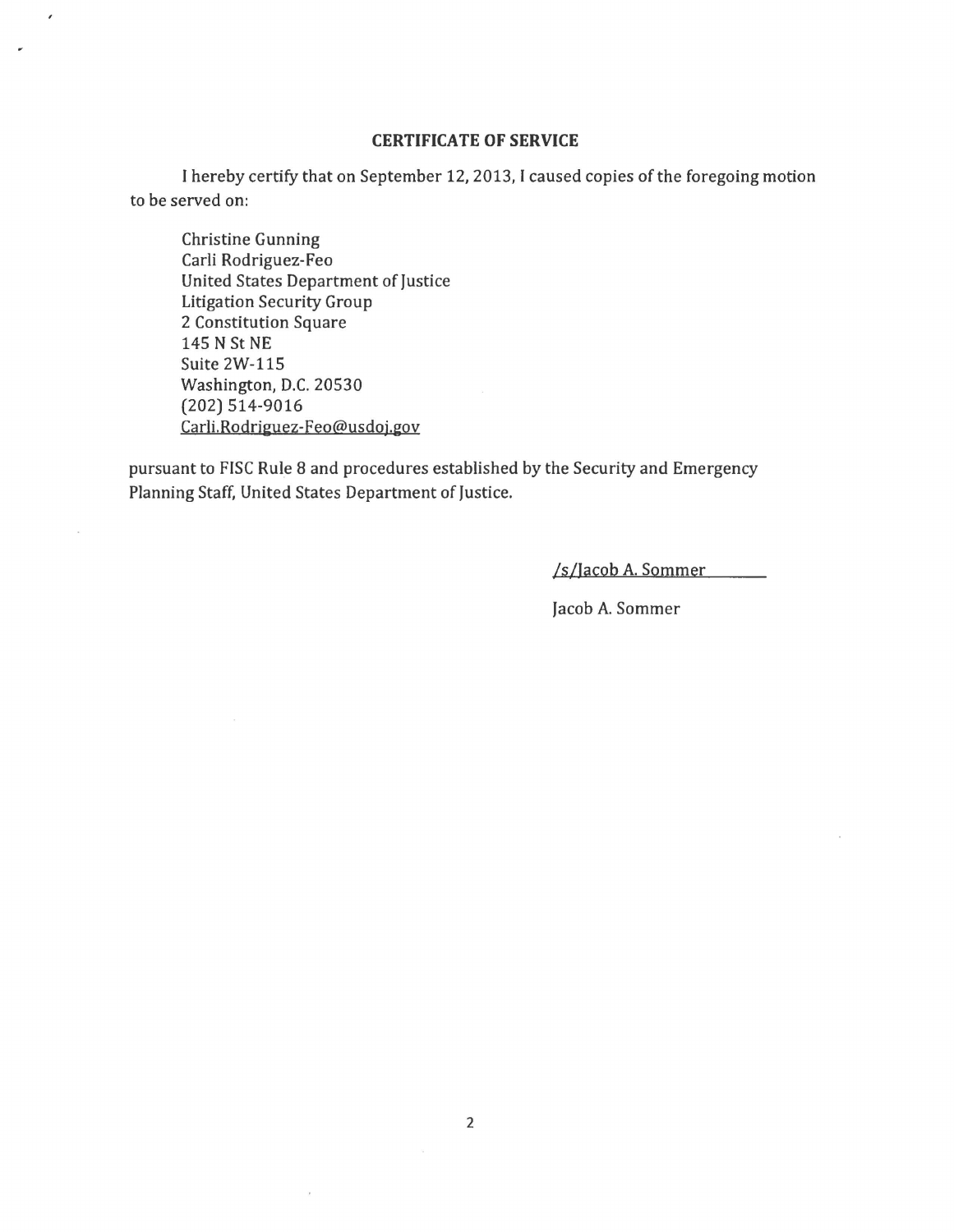**CERTIFICATE OF SERVICE**

I hereby certify that on September 12, 2013, I caused copies of the foregoing motion to be served on:

Christine Gunning
Carli Rodriguez-Feo
United States Department of Justice
Litigation Security Group
2 Constitution Square
145 N St NE
Suite 2W-115
Washington, D.C. 20530
(202) 514-9016
Carli.Rodriguez-Feo@usdoj.gov

pursuant to FISC Rule 8 and procedures established by the Security and Emergency Planning Staff, United States Department of Justice.

/s/Jacob A. Sommer

Jacob A. Sommer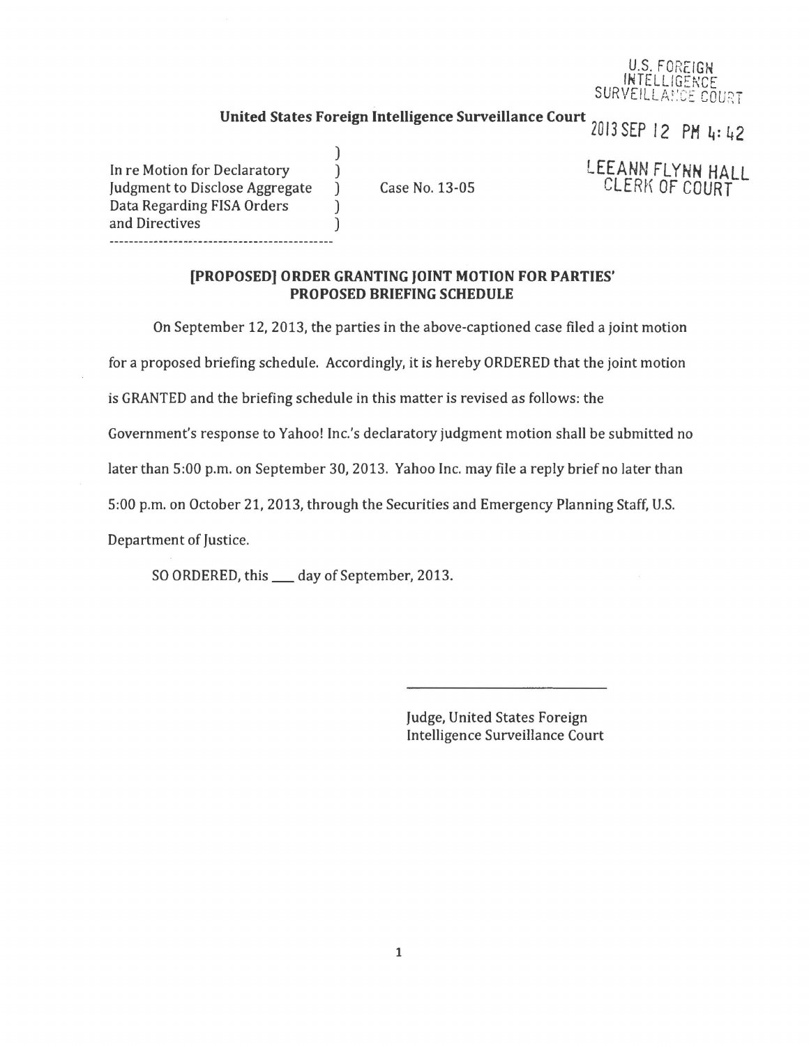U.S. FOREIGN INTELLIGENCE SURVEILLANCE COURT

2013 SEP 12 PM 4:42

LEEANN FLYNN HALL
CLERK OF COURT

**United States Foreign Intelligence Surveillance Court**

In re Motion for Declaratory Judgment to Disclose Aggregate Data Regarding FISA Orders and Directives

Case No. 13-05

## [PROPOSED] ORDER GRANTING JOINT MOTION FOR PARTIES' PROPOSED BRIEFING SCHEDULE

On September 12, 2013, the parties in the above-captioned case filed a joint motion for a proposed briefing schedule. Accordingly, it is hereby ORDERED that the joint motion is GRANTED and the briefing schedule in this matter is revised as follows: the Government's response to Yahoo! Inc.'s declaratory judgment motion shall be submitted no later than 5:00 p.m. on September 30, 2013. Yahoo Inc. may file a reply brief no later than 5:00 p.m. on October 21, 2013, through the Securities and Emergency Planning Staff, U.S. Department of Justice.

SO ORDERED, this ___ day of September, 2013.

\_\_\_\_\_\_\_\_\_\_\_\_\_\_\_\_\_\_\_\_\_\_\_\_\_\_\_\_

Judge, United States Foreign Intelligence Surveillance Court